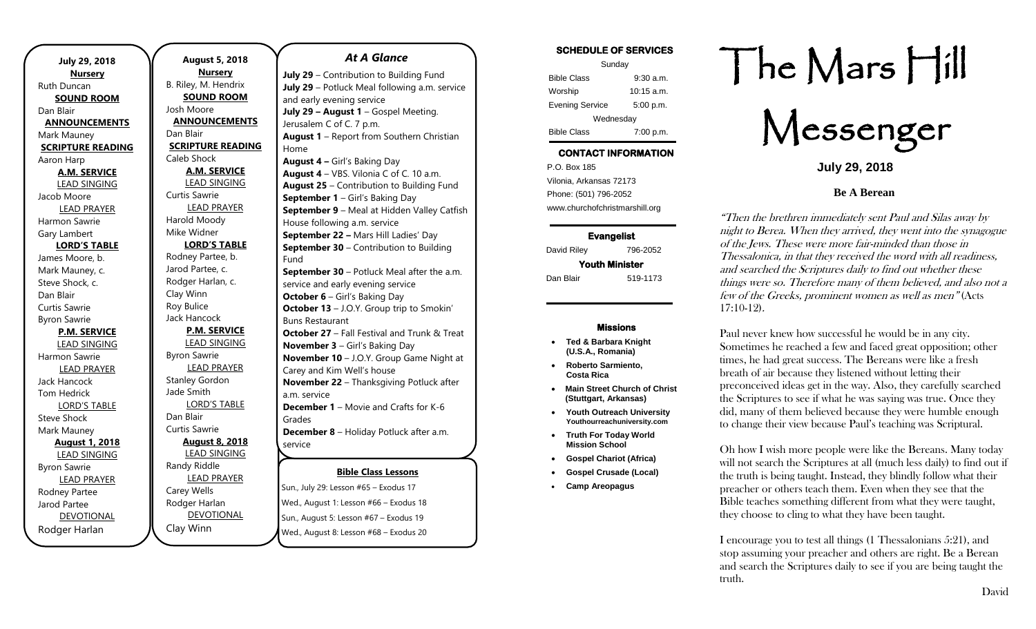**July 29, 2018**

**Nursery**
Ruth Duncan

**SOUND ROOM**
Dan Blair

**ANNOUNCEMENTS**
Mark Mauney

**SCRIPTURE READING**
Aaron Harp

**A.M. SERVICE**

LEAD SINGING
Jacob Moore

LEAD PRAYER
Harmon Sawrie
Gary Lambert

**LORD'S TABLE**
James Moore, b.
Mark Mauney, c.
Steve Shock, c.
Dan Blair
Curtis Sawrie
Byron Sawrie

**P.M. SERVICE**

LEAD SINGING
Harmon Sawrie

LEAD PRAYER
Jack Hancock
Tom Hedrick

LORD'S TABLE
Steve Shock
Mark Mauney

**August 1, 2018**

LEAD SINGING
Byron Sawrie

LEAD PRAYER
Rodney Partee
Jarod Partee

DEVOTIONAL
Rodger Harlan

**August 5, 2018**

**Nursery**
B. Riley, M. Hendrix

**SOUND ROOM**
Josh Moore

**ANNOUNCEMENTS**
Dan Blair

**SCRIPTURE READING**
Caleb Shock

**A.M. SERVICE**

LEAD SINGING
Curtis Sawrie

LEAD PRAYER
Harold Moody
Mike Widner

**LORD'S TABLE**
Rodney Partee, b.
Jarod Partee, c.
Rodger Harlan, c.
Clay Winn
Roy Bulice
Jack Hancock

**P.M. SERVICE**

LEAD SINGING
Byron Sawrie

LEAD PRAYER
Stanley Gordon
Jade Smith

LORD'S TABLE
Dan Blair
Curtis Sawrie

**August 8, 2018**

LEAD SINGING
Randy Riddle

LEAD PRAYER
Carey Wells
Rodger Harlan

DEVOTIONAL
Clay Winn

## *At A Glance*

**July 29** – Contribution to Building Fund
**July 29** – Potluck Meal following a.m. service and early evening service
**July 29 – August 1** – Gospel Meeting. Jerusalem C of C. 7 p.m.
**August 1** – Report from Southern Christian Home
**August 4 –** Girl's Baking Day
**August 4** – VBS. Vilonia C of C. 10 a.m.
**August 25** – Contribution to Building Fund
**September 1** – Girl's Baking Day
**September 9** – Meal at Hidden Valley Catfish House following a.m. service
**September 22 –** Mars Hill Ladies' Day
**September 30** – Contribution to Building Fund
**September 30** – Potluck Meal after the a.m. service and early evening service
**October 6** – Girl's Baking Day
**October 13** – J.O.Y. Group trip to Smokin' Buns Restaurant
**October 27** – Fall Festival and Trunk & Treat
**November 3** – Girl's Baking Day
**November 10** – J.O.Y. Group Game Night at Carey and Kim Well's house
**November 22** – Thanksgiving Potluck after a.m. service
**December 1** – Movie and Crafts for K-6 Grades
**December 8** – Holiday Potluck after a.m. service

**Bible Class Lessons**

Sun., July 29: Lesson #65 – Exodus 17
Wed., August 1: Lesson #66 – Exodus 18
Sun., August 5: Lesson #67 – Exodus 19
Wed., August 8: Lesson #68 – Exodus 20

**SCHEDULE OF SERVICES**

| Sunday | |
|---|---|
| Bible Class | 9:30 a.m. |
| Worship | 10:15 a.m. |
| Evening Service | 5:00 p.m. |
| Wednesday | |
| Bible Class | 7:00 p.m. |

**CONTACT INFORMATION**

P.O. Box 185
Vilonia, Arkansas 72173
Phone: (501) 796-2052
www.churchofchristmarshill.org

**Evangelist**
David Riley 796-2052

**Youth Minister**
Dan Blair 519-1173

**Missions**

- **Ted & Barbara Knight (U.S.A., Romania)**
- **Roberto Sarmiento, Costa Rica**
- **Main Street Church of Christ (Stuttgart, Arkansas)**
- **Youth Outreach University Youthourreachuniversity.com**
- **Truth For Today World Mission School**
- **Gospel Chariot (Africa)**
- **Gospel Crusade (Local)**
- **Camp Areopagus**

# The Mars Hill Messenger

**July 29, 2018**

## Be A Berean

*"Then the brethren immediately sent Paul and Silas away by night to Berea. When they arrived, they went into the synagogue of the Jews. These were more fair-minded than those in Thessalonica, in that they received the word with all readiness, and searched the Scriptures daily to find out whether these things were so. Therefore many of them believed, and also not a few of the Greeks, prominent women as well as men"* (Acts 17:10-12).

Paul never knew how successful he would be in any city. Sometimes he reached a few and faced great opposition; other times, he had great success. The Bereans were like a fresh breath of air because they listened without letting their preconceived ideas get in the way. Also, they carefully searched the Scriptures to see if what he was saying was true. Once they did, many of them believed because they were humble enough to change their view because Paul's teaching was Scriptural.

Oh how I wish more people were like the Bereans. Many today will not search the Scriptures at all (much less daily) to find out if the truth is being taught. Instead, they blindly follow what their preacher or others teach them. Even when they see that the Bible teaches something different from what they were taught, they choose to cling to what they have been taught.

I encourage you to test all things (1 Thessalonians 5:21), and stop assuming your preacher and others are right. Be a Berean and search the Scriptures daily to see if you are being taught the truth.

David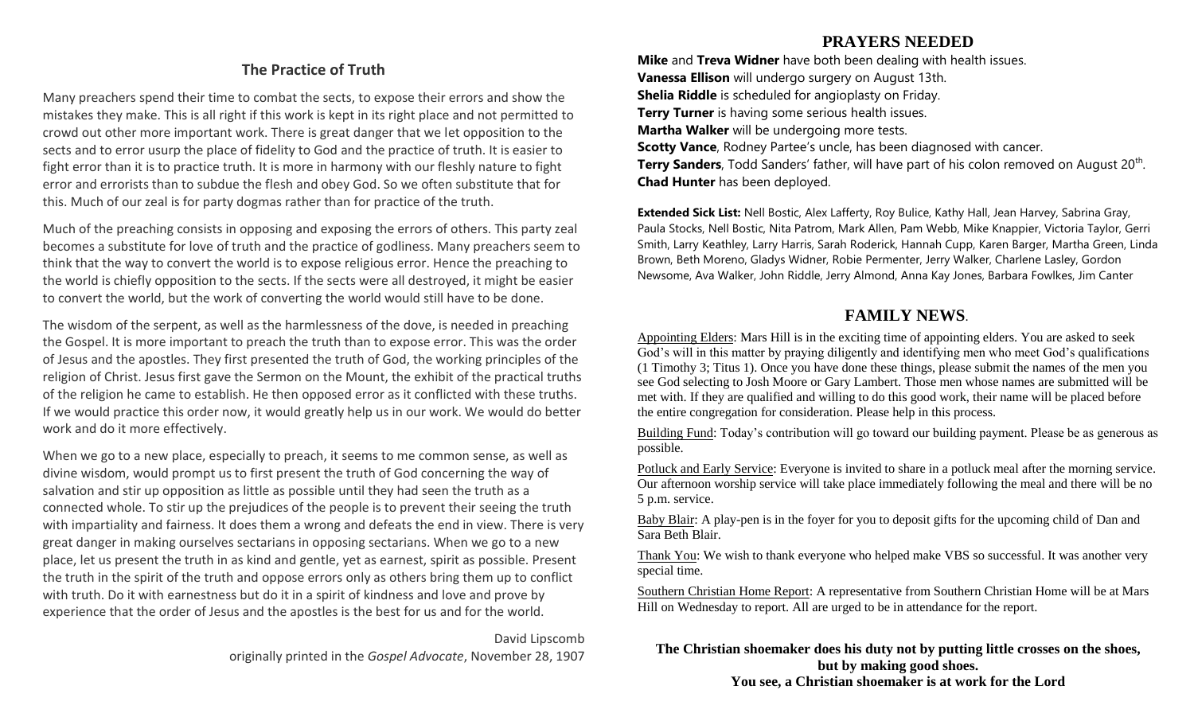## The Practice of Truth

Many preachers spend their time to combat the sects, to expose their errors and show the mistakes they make. This is all right if this work is kept in its right place and not permitted to crowd out other more important work. There is great danger that we let opposition to the sects and to error usurp the place of fidelity to God and the practice of truth. It is easier to fight error than it is to practice truth. It is more in harmony with our fleshly nature to fight error and errorists than to subdue the flesh and obey God. So we often substitute that for this. Much of our zeal is for party dogmas rather than for practice of the truth.

Much of the preaching consists in opposing and exposing the errors of others. This party zeal becomes a substitute for love of truth and the practice of godliness. Many preachers seem to think that the way to convert the world is to expose religious error. Hence the preaching to the world is chiefly opposition to the sects. If the sects were all destroyed, it might be easier to convert the world, but the work of converting the world would still have to be done.

The wisdom of the serpent, as well as the harmlessness of the dove, is needed in preaching the Gospel. It is more important to preach the truth than to expose error. This was the order of Jesus and the apostles. They first presented the truth of God, the working principles of the religion of Christ. Jesus first gave the Sermon on the Mount, the exhibit of the practical truths of the religion he came to establish. He then opposed error as it conflicted with these truths. If we would practice this order now, it would greatly help us in our work. We would do better work and do it more effectively.

When we go to a new place, especially to preach, it seems to me common sense, as well as divine wisdom, would prompt us to first present the truth of God concerning the way of salvation and stir up opposition as little as possible until they had seen the truth as a connected whole. To stir up the prejudices of the people is to prevent their seeing the truth with impartiality and fairness. It does them a wrong and defeats the end in view. There is very great danger in making ourselves sectarians in opposing sectarians. When we go to a new place, let us present the truth in as kind and gentle, yet as earnest, spirit as possible. Present the truth in the spirit of the truth and oppose errors only as others bring them up to conflict with truth. Do it with earnestness but do it in a spirit of kindness and love and prove by experience that the order of Jesus and the apostles is the best for us and for the world.

David Lipscomb
originally printed in the *Gospel Advocate*, November 28, 1907

## PRAYERS NEEDED

**Mike** and **Treva Widner** have both been dealing with health issues.
**Vanessa Ellison** will undergo surgery on August 13th.
**Shelia Riddle** is scheduled for angioplasty on Friday.
**Terry Turner** is having some serious health issues.
**Martha Walker** will be undergoing more tests.
**Scotty Vance**, Rodney Partee's uncle, has been diagnosed with cancer.
**Terry Sanders**, Todd Sanders' father, will have part of his colon removed on August 20th.
**Chad Hunter** has been deployed.

**Extended Sick List:** Nell Bostic, Alex Lafferty, Roy Bulice, Kathy Hall, Jean Harvey, Sabrina Gray, Paula Stocks, Nell Bostic, Nita Patrom, Mark Allen, Pam Webb, Mike Knappier, Victoria Taylor, Gerri Smith, Larry Keathley, Larry Harris, Sarah Roderick, Hannah Cupp, Karen Barger, Martha Green, Linda Brown, Beth Moreno, Gladys Widner, Robie Permenter, Jerry Walker, Charlene Lasley, Gordon Newsome, Ava Walker, John Riddle, Jerry Almond, Anna Kay Jones, Barbara Fowlkes, Jim Canter

## FAMILY NEWS.

Appointing Elders: Mars Hill is in the exciting time of appointing elders. You are asked to seek God's will in this matter by praying diligently and identifying men who meet God's qualifications (1 Timothy 3; Titus 1). Once you have done these things, please submit the names of the men you see God selecting to Josh Moore or Gary Lambert. Those men whose names are submitted will be met with. If they are qualified and willing to do this good work, their name will be placed before the entire congregation for consideration. Please help in this process.

Building Fund: Today's contribution will go toward our building payment. Please be as generous as possible.

Potluck and Early Service: Everyone is invited to share in a potluck meal after the morning service. Our afternoon worship service will take place immediately following the meal and there will be no 5 p.m. service.

Baby Blair: A play-pen is in the foyer for you to deposit gifts for the upcoming child of Dan and Sara Beth Blair.

Thank You: We wish to thank everyone who helped make VBS so successful. It was another very special time.

Southern Christian Home Report: A representative from Southern Christian Home will be at Mars Hill on Wednesday to report. All are urged to be in attendance for the report.

**The Christian shoemaker does his duty not by putting little crosses on the shoes, but by making good shoes.**
**You see, a Christian shoemaker is at work for the Lord**